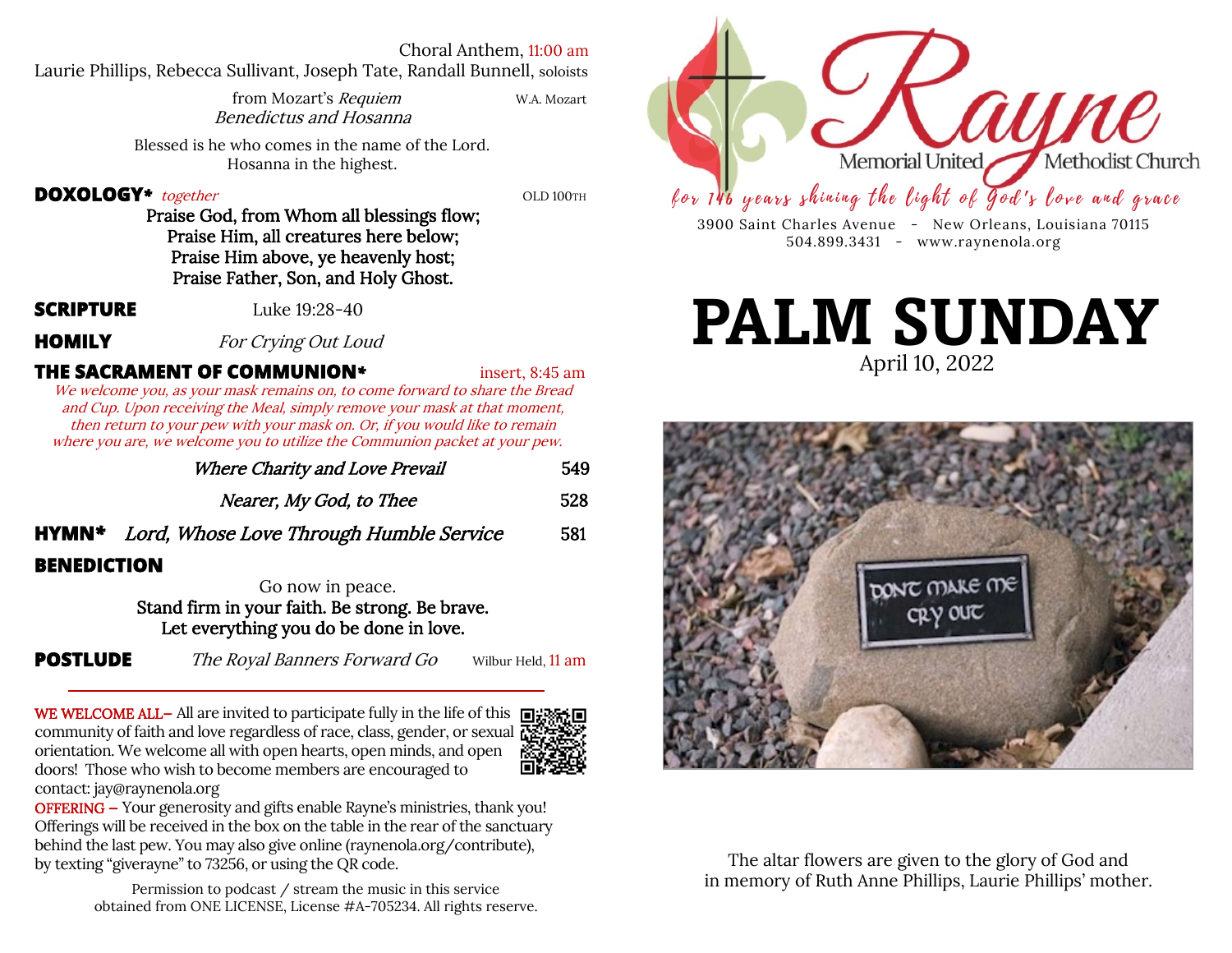Choral Anthem, 11:00 am
Laurie Phillips, Rebecca Sullivant, Joseph Tate, Randall Bunnell, soloists

from Mozart's *Requiem* — W.A. Mozart
*Benedictus and Hosanna*

Blessed is he who comes in the name of the Lord.
Hosanna in the highest.

**DOXOLOGY*** *together* — OLD 100TH

**Praise God, from Whom all blessings flow;**
**Praise Him, all creatures here below;**
**Praise Him above, ye heavenly host;**
**Praise Father, Son, and Holy Ghost.**

**SCRIPTURE** — Luke 19:28-40

**HOMILY** — *For Crying Out Loud*

**THE SACRAMENT OF COMMUNION*** — insert, 8:45 am

*We welcome you, as your mask remains on, to come forward to share the Bread and Cup. Upon receiving the Meal, simply remove your mask at that moment, then return to your pew with your mask on. Or, if you would like to remain where you are, we welcome you to utilize the Communion packet at your pew.*

*Where Charity and Love Prevail* — 549

*Nearer, My God, to Thee* — 528

**HYMN*** *Lord, Whose Love Through Humble Service* — 581

**BENEDICTION**

Go now in peace.
**Stand firm in your faith. Be strong. Be brave.**
**Let everything you do be done in love.**

**POSTLUDE** — *The Royal Banners Forward Go* — Wilbur Held, 11 am

---

WE WELCOME ALL– All are invited to participate fully in the life of this community of faith and love regardless of race, class, gender, or sexual orientation. We welcome all with open hearts, open minds, and open doors! Those who wish to become members are encouraged to contact: jay@raynenola.org

OFFERING – Your generosity and gifts enable Rayne's ministries, thank you! Offerings will be received in the box on the table in the rear of the sanctuary behind the last pew. You may also give online (raynenola.org/contribute), by texting "giverayne" to 73256, or using the QR code.

Permission to podcast / stream the music in this service obtained from ONE LICENSE, License #A-705234. All rights reserve.

# Rayne Memorial United Methodist Church

*for 146 years shining the light of God's love and grace*

3900 Saint Charles Avenue - New Orleans, Louisiana 70115
504.899.3431 - www.raynenola.org

# PALM SUNDAY

April 10, 2022

The altar flowers are given to the glory of God and in memory of Ruth Anne Phillips, Laurie Phillips' mother.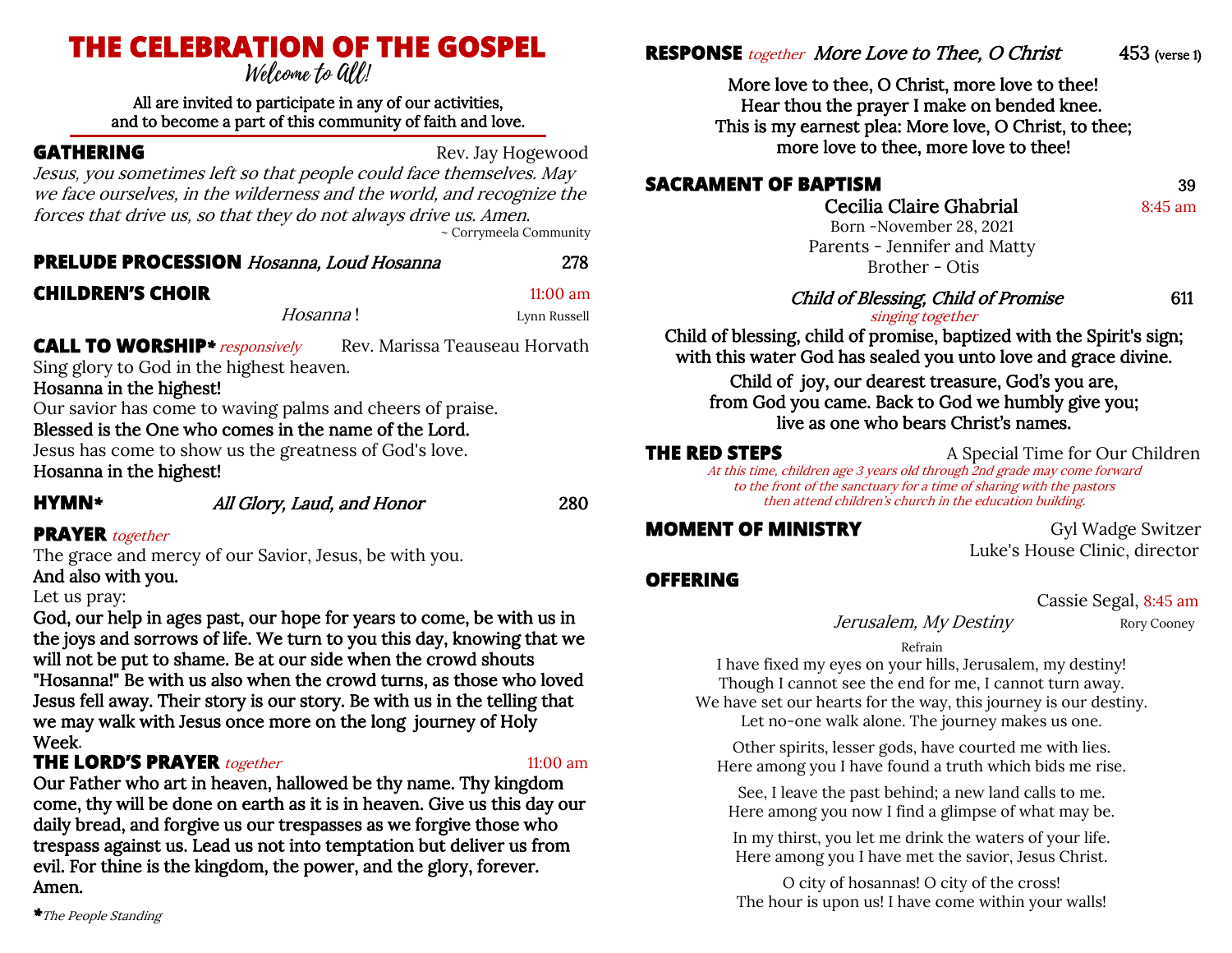# THE CELEBRATION OF THE GOSPEL

*Welcome to All!*

All are invited to participate in any of our activities, and to become a part of this community of faith and love.

## GATHERING — Rev. Jay Hogewood

*Jesus, you sometimes left so that people could face themselves. May we face ourselves, in the wilderness and the world, and recognize the forces that drive us, so that they do not always drive us. Amen.*

~ Corrymeela Community

## PRELUDE PROCESSION *Hosanna, Loud Hosanna* — 278

## CHILDREN'S CHOIR — 11:00 am

*Hosanna*! — Lynn Russell

## CALL TO WORSHIP* *responsively* — Rev. Marissa Teauseau Horvath

Sing glory to God in the highest heaven.

**Hosanna in the highest!**

Our savior has come to waving palms and cheers of praise.

**Blessed is the One who comes in the name of the Lord.**

Jesus has come to show us the greatness of God's love.

**Hosanna in the highest!**

## HYMN* *All Glory, Laud, and Honor* — 280

## PRAYER *together*

The grace and mercy of our Savior, Jesus, be with you.

**And also with you.**

Let us pray:

**God, our help in ages past, our hope for years to come, be with us in the joys and sorrows of life. We turn to you this day, knowing that we will not be put to shame. Be at our side when the crowd shouts "Hosanna!" Be with us also when the crowd turns, as those who loved Jesus fell away. Their story is our story. Be with us in the telling that we may walk with Jesus once more on the long journey of Holy Week.**

## THE LORD'S PRAYER *together* — 11:00 am

**Our Father who art in heaven, hallowed be thy name. Thy kingdom come, thy will be done on earth as it is in heaven. Give us this day our daily bread, and forgive us our trespasses as we forgive those who trespass against us. Lead us not into temptation but deliver us from evil. For thine is the kingdom, the power, and the glory, forever. Amen.**

*The People Standing

## RESPONSE *together* *More Love to Thee, O Christ* — 453 (verse 1)

**More love to thee, O Christ, more love to thee!**
**Hear thou the prayer I make on bended knee.**
**This is my earnest plea: More love, O Christ, to thee;**
**more love to thee, more love to thee!**

## SACRAMENT OF BAPTISM — 39

**Cecilia Claire Ghabrial** — 8:45 am

Born -November 28, 2021
Parents - Jennifer and Matty
Brother - Otis

*Child of Blessing, Child of Promise* — 611

*singing together*

**Child of blessing, child of promise, baptized with the Spirit's sign;**
**with this water God has sealed you unto love and grace divine.**
**Child of joy, our dearest treasure, God's you are,**
**from God you came. Back to God we humbly give you;**
**live as one who bears Christ's names.**

## THE RED STEPS — A Special Time for Our Children

*At this time, children age 3 years old through 2nd grade may come forward to the front of the sanctuary for a time of sharing with the pastors then attend children's church in the education building.*

## MOMENT OF MINISTRY — Gyl Wadge Switzer

Luke's House Clinic, director

## OFFERING

Cassie Segal, 8:45 am

*Jerusalem, My Destiny* — Rory Cooney

Refrain

I have fixed my eyes on your hills, Jerusalem, my destiny!
Though I cannot see the end for me, I cannot turn away.
We have set our hearts for the way, this journey is our destiny.
Let no-one walk alone. The journey makes us one.

Other spirits, lesser gods, have courted me with lies.
Here among you I have found a truth which bids me rise.

See, I leave the past behind; a new land calls to me.
Here among you now I find a glimpse of what may be.

In my thirst, you let me drink the waters of your life.
Here among you I have met the savior, Jesus Christ.

O city of hosannas! O city of the cross!
The hour is upon us! I have come within your walls!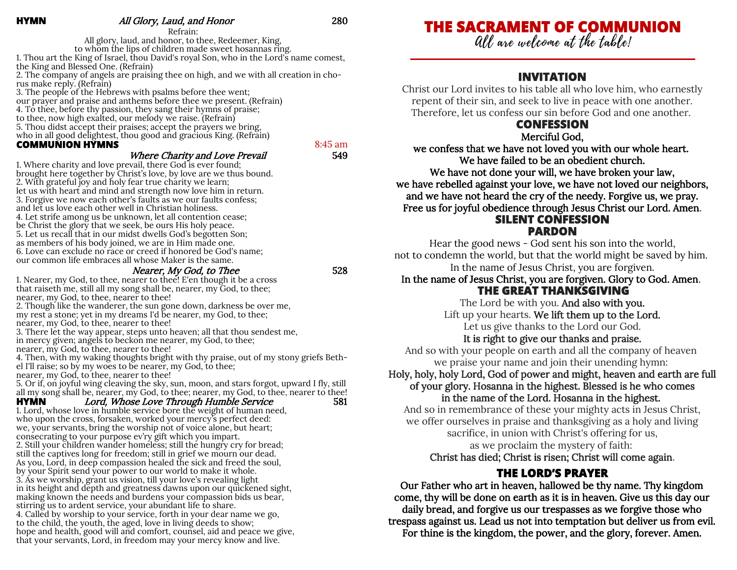**HYMN** *All Glory, Laud, and Honor* **280**

Refrain:
All glory, laud, and honor, to thee, Redeemer, King,
to whom the lips of children made sweet hosannas ring.

1. Thou art the King of Israel, thou David's royal Son, who in the Lord's name comest, the King and Blessed One. (Refrain)
2. The company of angels are praising thee on high, and we with all creation in chorus make reply. (Refrain)
3. The people of the Hebrews with psalms before thee went; our prayer and praise and anthems before thee we present. (Refrain)
4. To thee, before thy passion, they sang their hymns of praise; to thee, now high exalted, our melody we raise. (Refrain)
5. Thou didst accept their praises; accept the prayers we bring, who in all good delightest, thou good and gracious King. (Refrain)

**COMMUNION HYMNS** 8:45 am

*Where Charity and Love Prevail* **549**

1. Where charity and love prevail, there God is ever found; brought here together by Christ's love, by love are we thus bound.
2. With grateful joy and holy fear true charity we learn; let us with heart and mind and strength now love him in return.
3. Forgive we now each other's faults as we our faults confess; and let us love each other well in Christian holiness.
4. Let strife among us be unknown, let all contention cease; be Christ the glory that we seek, be ours His holy peace.
5. Let us recall that in our midst dwells God's begotten Son; as members of his body joined, we are in Him made one.
6. Love can exclude no race or creed if honored be God's name; our common life embraces all whose Maker is the same.

*Nearer, My God, to Thee* **528**

1. Nearer, my God, to thee, nearer to thee! E'en though it be a cross that raiseth me, still all my song shall be, nearer, my God, to thee; nearer, my God, to thee, nearer to thee!
2. Though like the wanderer, the sun gone down, darkness be over me, my rest a stone; yet in my dreams I'd be nearer, my God, to thee; nearer, my God, to thee, nearer to thee!
3. There let the way appear, steps unto heaven; all that thou sendest me, in mercy given; angels to beckon me nearer, my God, to thee; nearer, my God, to thee, nearer to thee!
4. Then, with my waking thoughts bright with thy praise, out of my stony griefs Bethel I'll raise; so by my woes to be nearer, my God, to thee; nearer, my God, to thee, nearer to thee!
5. Or if, on joyful wing cleaving the sky, sun, moon, and stars forgot, upward I fly, still all my song shall be, nearer, my God, to thee; nearer, my God, to thee, nearer to thee!

**HYMN** *Lord, Whose Love Through Humble Service* **581**

1. Lord, whose love in humble service bore the weight of human need, who upon the cross, forsaken, worked your mercy's perfect deed: we, your servants, bring the worship not of voice alone, but heart; consecrating to your purpose ev'ry gift which you impart.
2. Still your children wander homeless; still the hungry cry for bread; still the captives long for freedom; still in grief we mourn our dead. As you, Lord, in deep compassion healed the sick and freed the soul, by your Spirit send your power to our world to make it whole.
3. As we worship, grant us vision, till your love's revealing light in its height and depth and greatness dawns upon our quickened sight, making known the needs and burdens your compassion bids us bear, stirring us to ardent service, your abundant life to share.
4. Called by worship to your service, forth in your dear name we go, to the child, the youth, the aged, love in living deeds to show; hope and health, good will and comfort, counsel, aid and peace we give, that your servants, Lord, in freedom may your mercy know and live.

# THE SACRAMENT OF COMMUNION

*All are welcome at the table!*

## INVITATION

Christ our Lord invites to his table all who love him, who earnestly repent of their sin, and seek to live in peace with one another. Therefore, let us confess our sin before God and one another.

## CONFESSION

**Merciful God,
we confess that we have not loved you with our whole heart.
We have failed to be an obedient church.
We have not done your will, we have broken your law,
we have rebelled against your love, we have not loved our neighbors,
and we have not heard the cry of the needy. Forgive us, we pray.
Free us for joyful obedience through Jesus Christ our Lord. Amen.**

## SILENT CONFESSION

## PARDON

Hear the good news - God sent his son into the world,
not to condemn the world, but that the world might be saved by him.
In the name of Jesus Christ, you are forgiven.
**In the name of Jesus Christ, you are forgiven. Glory to God. Amen.**

## THE GREAT THANKSGIVING

The Lord be with you. **And also with you.**
Lift up your hearts. **We lift them up to the Lord.**
Let us give thanks to the Lord our God.
**It is right to give our thanks and praise.**
And so with your people on earth and all the company of heaven
we praise your name and join their unending hymn:
**Holy, holy, holy Lord, God of power and might, heaven and earth are full of your glory. Hosanna in the highest. Blessed is he who comes in the name of the Lord. Hosanna in the highest.**
And so in remembrance of these your mighty acts in Jesus Christ,
we offer ourselves in praise and thanksgiving as a holy and living sacrifice, in union with Christ's offering for us,
as we proclaim the mystery of faith:
**Christ has died; Christ is risen; Christ will come again.**

## THE LORD'S PRAYER

**Our Father who art in heaven, hallowed be thy name. Thy kingdom come, thy will be done on earth as it is in heaven. Give us this day our daily bread, and forgive us our trespasses as we forgive those who trespass against us. Lead us not into temptation but deliver us from evil. For thine is the kingdom, the power, and the glory, forever. Amen.**